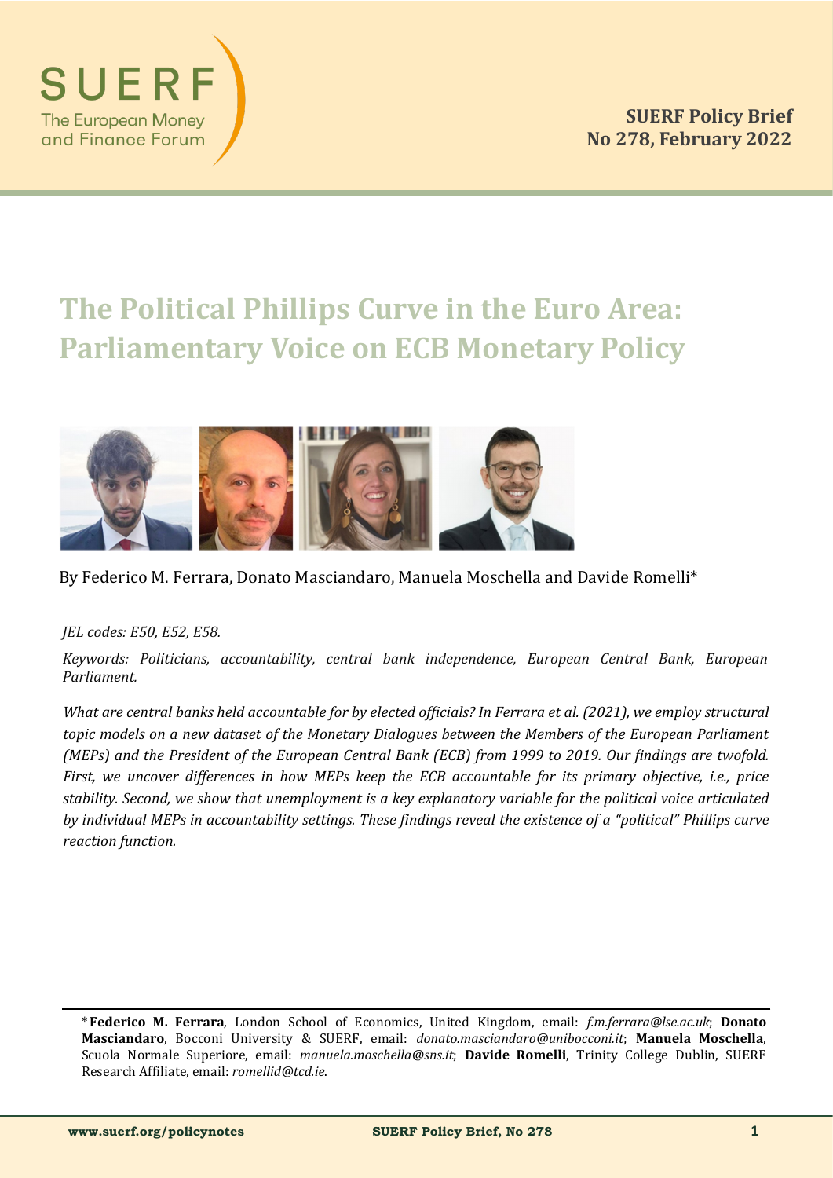SUERF The European Money and Finance Forum

**SUERF Policy Brief**
**No 278, February 2022**

# The Political Phillips Curve in the Euro Area: Parliamentary Voice on ECB Monetary Policy

By Federico M. Ferrara, Donato Masciandaro, Manuela Moschella and Davide Romelli*

*JEL codes: E50, E52, E58.*

*Keywords: Politicians, accountability, central bank independence, European Central Bank, European Parliament.*

*What are central banks held accountable for by elected officials? In Ferrara et al. (2021), we employ structural topic models on a new dataset of the Monetary Dialogues between the Members of the European Parliament (MEPs) and the President of the European Central Bank (ECB) from 1999 to 2019. Our findings are twofold. First, we uncover differences in how MEPs keep the ECB accountable for its primary objective, i.e., price stability. Second, we show that unemployment is a key explanatory variable for the political voice articulated by individual MEPs in accountability settings. These findings reveal the existence of a "political" Phillips curve reaction function.*

---

\* **Federico M. Ferrara**, London School of Economics, United Kingdom, email: *f.m.ferrara@lse.ac.uk*; **Donato Masciandaro**, Bocconi University & SUERF, email: *donato.masciandaro@unibocconi.it*; **Manuela Moschella**, Scuola Normale Superiore, email: *manuela.moschella@sns.it*; **Davide Romelli**, Trinity College Dublin, SUERF Research Affiliate, email: *romellid@tcd.ie*.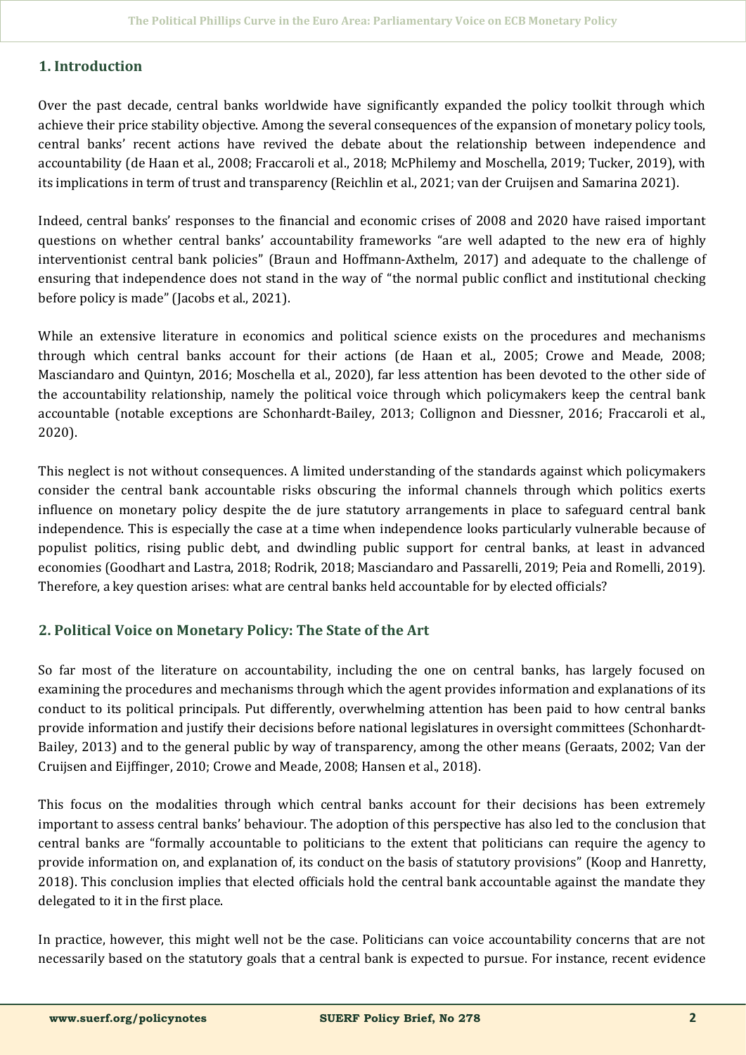## 1. Introduction

Over the past decade, central banks worldwide have significantly expanded the policy toolkit through which achieve their price stability objective. Among the several consequences of the expansion of monetary policy tools, central banks' recent actions have revived the debate about the relationship between independence and accountability (de Haan et al., 2008; Fraccaroli et al., 2018; McPhilemy and Moschella, 2019; Tucker, 2019), with its implications in term of trust and transparency (Reichlin et al., 2021; van der Cruijsen and Samarina 2021).

Indeed, central banks' responses to the financial and economic crises of 2008 and 2020 have raised important questions on whether central banks' accountability frameworks "are well adapted to the new era of highly interventionist central bank policies" (Braun and Hoffmann-Axthelm, 2017) and adequate to the challenge of ensuring that independence does not stand in the way of "the normal public conflict and institutional checking before policy is made" (Jacobs et al., 2021).

While an extensive literature in economics and political science exists on the procedures and mechanisms through which central banks account for their actions (de Haan et al., 2005; Crowe and Meade, 2008; Masciandaro and Quintyn, 2016; Moschella et al., 2020), far less attention has been devoted to the other side of the accountability relationship, namely the political voice through which policymakers keep the central bank accountable (notable exceptions are Schonhardt-Bailey, 2013; Collignon and Diessner, 2016; Fraccaroli et al., 2020).

This neglect is not without consequences. A limited understanding of the standards against which policymakers consider the central bank accountable risks obscuring the informal channels through which politics exerts influence on monetary policy despite the de jure statutory arrangements in place to safeguard central bank independence. This is especially the case at a time when independence looks particularly vulnerable because of populist politics, rising public debt, and dwindling public support for central banks, at least in advanced economies (Goodhart and Lastra, 2018; Rodrik, 2018; Masciandaro and Passarelli, 2019; Peia and Romelli, 2019). Therefore, a key question arises: what are central banks held accountable for by elected officials?

## 2. Political Voice on Monetary Policy: The State of the Art

So far most of the literature on accountability, including the one on central banks, has largely focused on examining the procedures and mechanisms through which the agent provides information and explanations of its conduct to its political principals. Put differently, overwhelming attention has been paid to how central banks provide information and justify their decisions before national legislatures in oversight committees (Schonhardt-Bailey, 2013) and to the general public by way of transparency, among the other means (Geraats, 2002; Van der Cruijsen and Eijffinger, 2010; Crowe and Meade, 2008; Hansen et al., 2018).

This focus on the modalities through which central banks account for their decisions has been extremely important to assess central banks' behaviour. The adoption of this perspective has also led to the conclusion that central banks are "formally accountable to politicians to the extent that politicians can require the agency to provide information on, and explanation of, its conduct on the basis of statutory provisions" (Koop and Hanretty, 2018). This conclusion implies that elected officials hold the central bank accountable against the mandate they delegated to it in the first place.

In practice, however, this might well not be the case. Politicians can voice accountability concerns that are not necessarily based on the statutory goals that a central bank is expected to pursue. For instance, recent evidence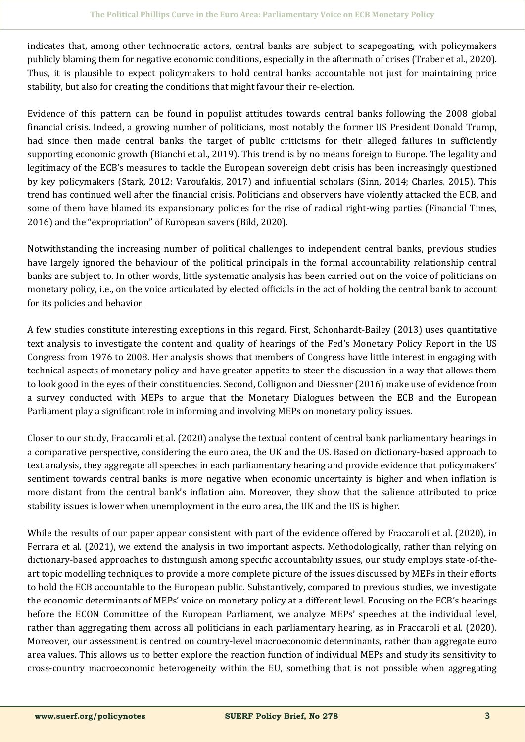indicates that, among other technocratic actors, central banks are subject to scapegoating, with policymakers publicly blaming them for negative economic conditions, especially in the aftermath of crises (Traber et al., 2020). Thus, it is plausible to expect policymakers to hold central banks accountable not just for maintaining price stability, but also for creating the conditions that might favour their re-election.

Evidence of this pattern can be found in populist attitudes towards central banks following the 2008 global financial crisis. Indeed, a growing number of politicians, most notably the former US President Donald Trump, had since then made central banks the target of public criticisms for their alleged failures in sufficiently supporting economic growth (Bianchi et al., 2019). This trend is by no means foreign to Europe. The legality and legitimacy of the ECB's measures to tackle the European sovereign debt crisis has been increasingly questioned by key policymakers (Stark, 2012; Varoufakis, 2017) and influential scholars (Sinn, 2014; Charles, 2015). This trend has continued well after the financial crisis. Politicians and observers have violently attacked the ECB, and some of them have blamed its expansionary policies for the rise of radical right-wing parties (Financial Times, 2016) and the "expropriation" of European savers (Bild, 2020).

Notwithstanding the increasing number of political challenges to independent central banks, previous studies have largely ignored the behaviour of the political principals in the formal accountability relationship central banks are subject to. In other words, little systematic analysis has been carried out on the voice of politicians on monetary policy, i.e., on the voice articulated by elected officials in the act of holding the central bank to account for its policies and behavior.

A few studies constitute interesting exceptions in this regard. First, Schonhardt-Bailey (2013) uses quantitative text analysis to investigate the content and quality of hearings of the Fed's Monetary Policy Report in the US Congress from 1976 to 2008. Her analysis shows that members of Congress have little interest in engaging with technical aspects of monetary policy and have greater appetite to steer the discussion in a way that allows them to look good in the eyes of their constituencies. Second, Collignon and Diessner (2016) make use of evidence from a survey conducted with MEPs to argue that the Monetary Dialogues between the ECB and the European Parliament play a significant role in informing and involving MEPs on monetary policy issues.

Closer to our study, Fraccaroli et al. (2020) analyse the textual content of central bank parliamentary hearings in a comparative perspective, considering the euro area, the UK and the US. Based on dictionary-based approach to text analysis, they aggregate all speeches in each parliamentary hearing and provide evidence that policymakers' sentiment towards central banks is more negative when economic uncertainty is higher and when inflation is more distant from the central bank's inflation aim. Moreover, they show that the salience attributed to price stability issues is lower when unemployment in the euro area, the UK and the US is higher.

While the results of our paper appear consistent with part of the evidence offered by Fraccaroli et al. (2020), in Ferrara et al. (2021), we extend the analysis in two important aspects. Methodologically, rather than relying on dictionary-based approaches to distinguish among specific accountability issues, our study employs state-of-the-art topic modelling techniques to provide a more complete picture of the issues discussed by MEPs in their efforts to hold the ECB accountable to the European public. Substantively, compared to previous studies, we investigate the economic determinants of MEPs' voice on monetary policy at a different level. Focusing on the ECB's hearings before the ECON Committee of the European Parliament, we analyze MEPs' speeches at the individual level, rather than aggregating them across all politicians in each parliamentary hearing, as in Fraccaroli et al. (2020). Moreover, our assessment is centred on country-level macroeconomic determinants, rather than aggregate euro area values. This allows us to better explore the reaction function of individual MEPs and study its sensitivity to cross-country macroeconomic heterogeneity within the EU, something that is not possible when aggregating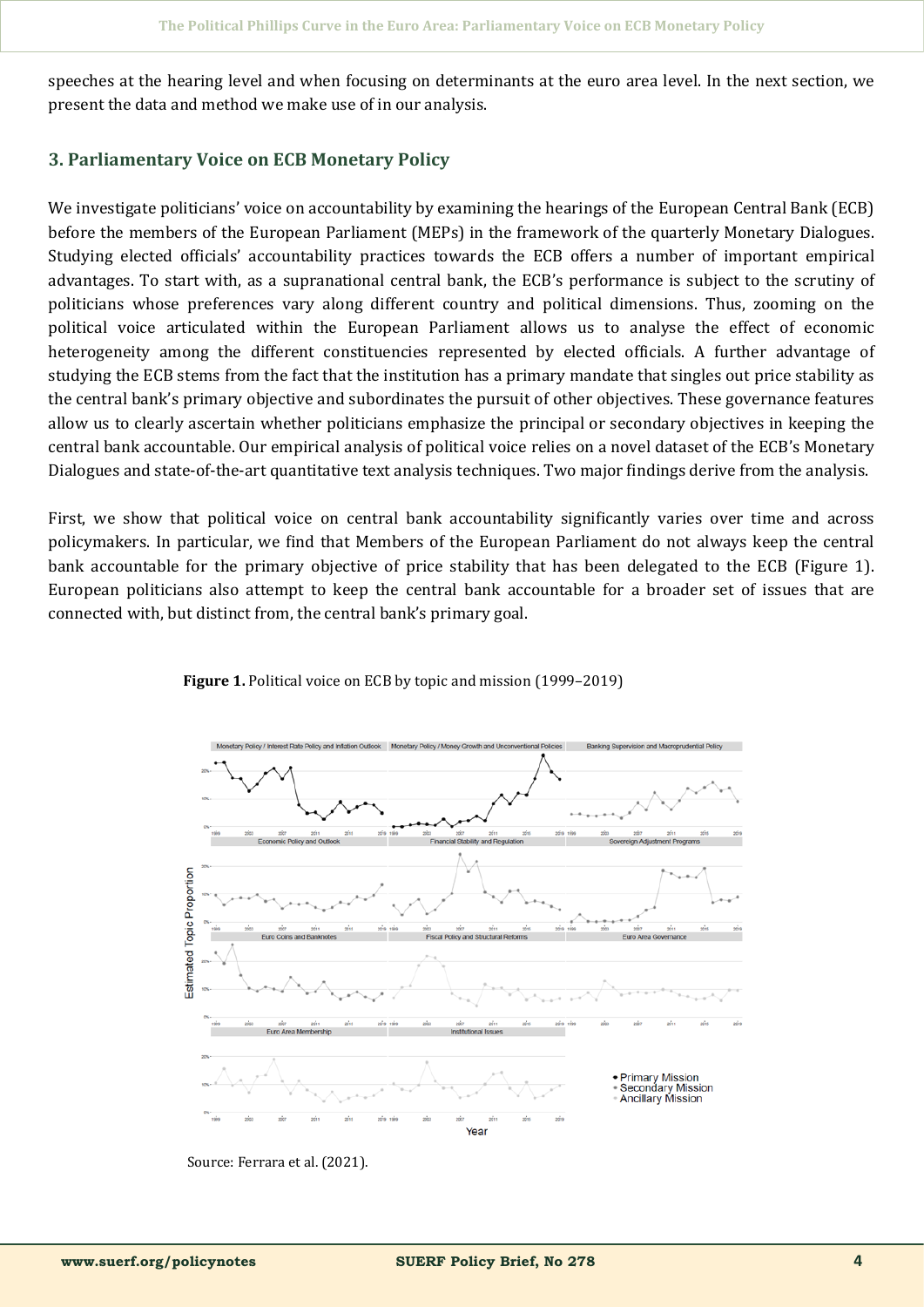speeches at the hearing level and when focusing on determinants at the euro area level. In the next section, we present the data and method we make use of in our analysis.

## 3. Parliamentary Voice on ECB Monetary Policy

We investigate politicians' voice on accountability by examining the hearings of the European Central Bank (ECB) before the members of the European Parliament (MEPs) in the framework of the quarterly Monetary Dialogues. Studying elected officials' accountability practices towards the ECB offers a number of important empirical advantages. To start with, as a supranational central bank, the ECB's performance is subject to the scrutiny of politicians whose preferences vary along different country and political dimensions. Thus, zooming on the political voice articulated within the European Parliament allows us to analyse the effect of economic heterogeneity among the different constituencies represented by elected officials. A further advantage of studying the ECB stems from the fact that the institution has a primary mandate that singles out price stability as the central bank's primary objective and subordinates the pursuit of other objectives. These governance features allow us to clearly ascertain whether politicians emphasize the principal or secondary objectives in keeping the central bank accountable. Our empirical analysis of political voice relies on a novel dataset of the ECB's Monetary Dialogues and state-of-the-art quantitative text analysis techniques. Two major findings derive from the analysis.

First, we show that political voice on central bank accountability significantly varies over time and across policymakers. In particular, we find that Members of the European Parliament do not always keep the central bank accountable for the primary objective of price stability that has been delegated to the ECB (Figure 1). European politicians also attempt to keep the central bank accountable for a broader set of issues that are connected with, but distinct from, the central bank's primary goal.

**Figure 1.** Political voice on ECB by topic and mission (1999–2019)

Source: Ferrara et al. (2021).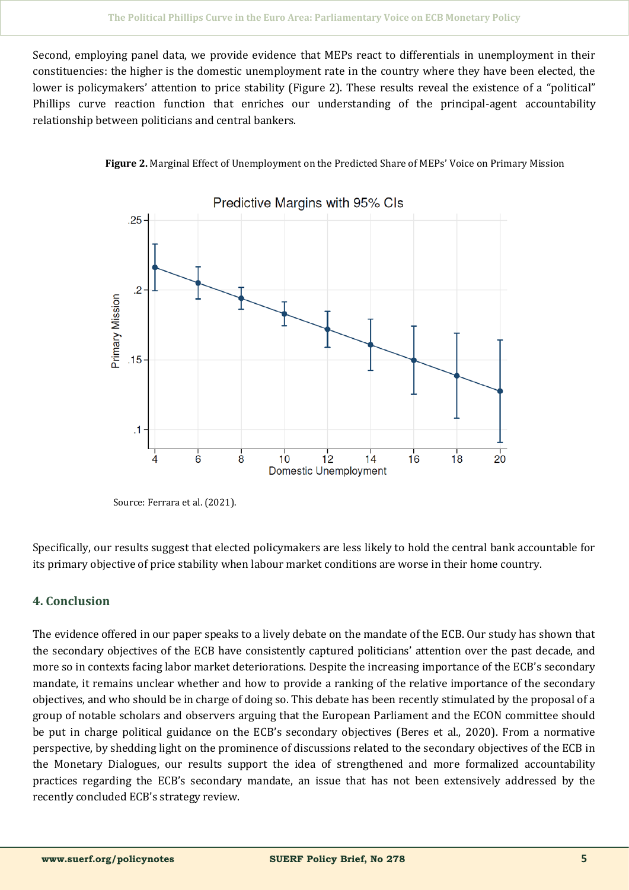Second, employing panel data, we provide evidence that MEPs react to differentials in unemployment in their constituencies: the higher is the domestic unemployment rate in the country where they have been elected, the lower is policymakers' attention to price stability (Figure 2). These results reveal the existence of a "political" Phillips curve reaction function that enriches our understanding of the principal-agent accountability relationship between politicians and central bankers.

**Figure 2.** Marginal Effect of Unemployment on the Predicted Share of MEPs' Voice on Primary Mission

Source: Ferrara et al. (2021).

Specifically, our results suggest that elected policymakers are less likely to hold the central bank accountable for its primary objective of price stability when labour market conditions are worse in their home country.

## 4. Conclusion

The evidence offered in our paper speaks to a lively debate on the mandate of the ECB. Our study has shown that the secondary objectives of the ECB have consistently captured politicians' attention over the past decade, and more so in contexts facing labor market deteriorations. Despite the increasing importance of the ECB's secondary mandate, it remains unclear whether and how to provide a ranking of the relative importance of the secondary objectives, and who should be in charge of doing so. This debate has been recently stimulated by the proposal of a group of notable scholars and observers arguing that the European Parliament and the ECON committee should be put in charge political guidance on the ECB's secondary objectives (Beres et al., 2020). From a normative perspective, by shedding light on the prominence of discussions related to the secondary objectives of the ECB in the Monetary Dialogues, our results support the idea of strengthened and more formalized accountability practices regarding the ECB's secondary mandate, an issue that has not been extensively addressed by the recently concluded ECB's strategy review.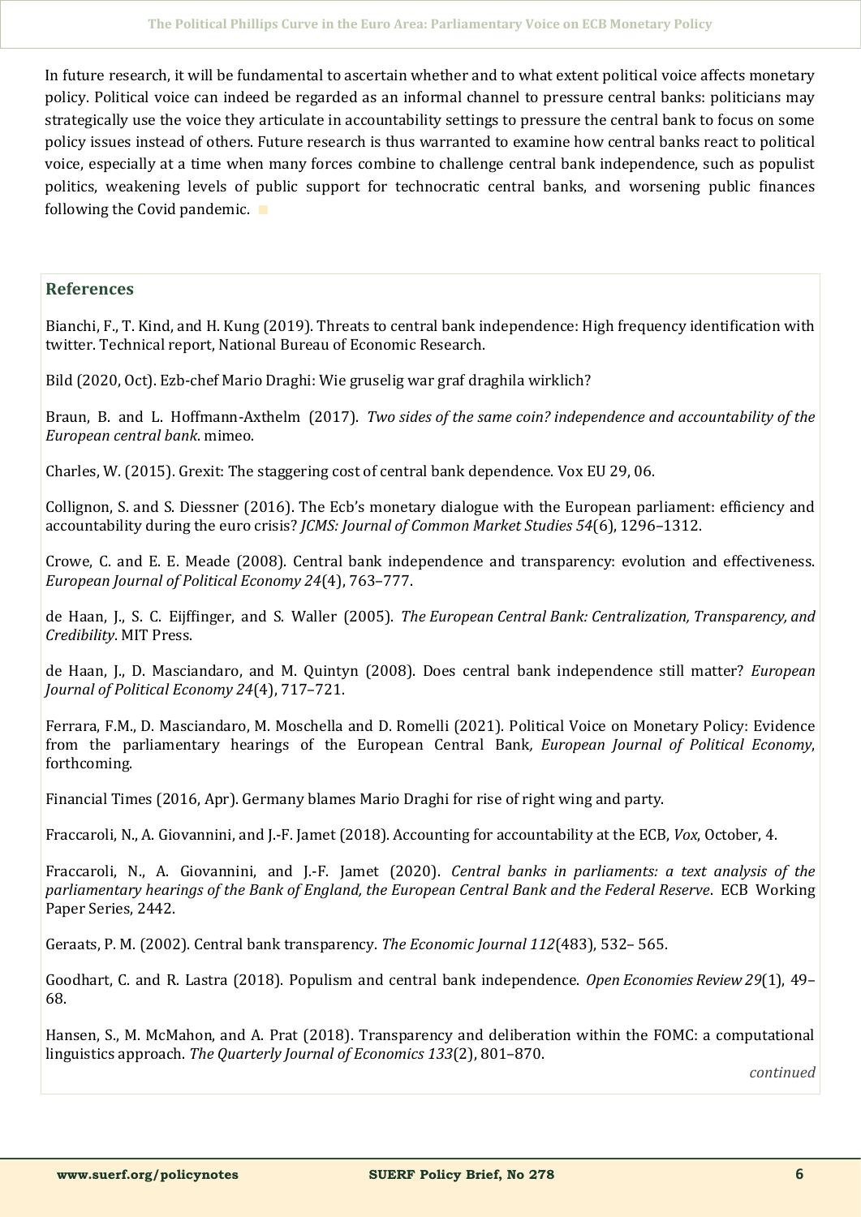In future research, it will be fundamental to ascertain whether and to what extent political voice affects monetary policy. Political voice can indeed be regarded as an informal channel to pressure central banks: politicians may strategically use the voice they articulate in accountability settings to pressure the central bank to focus on some policy issues instead of others. Future research is thus warranted to examine how central banks react to political voice, especially at a time when many forces combine to challenge central bank independence, such as populist politics, weakening levels of public support for technocratic central banks, and worsening public finances following the Covid pandemic.

## References

Bianchi, F., T. Kind, and H. Kung (2019). Threats to central bank independence: High frequency identification with twitter. Technical report, National Bureau of Economic Research.

Bild (2020, Oct). Ezb-chef Mario Draghi: Wie gruselig war graf draghila wirklich?

Braun, B. and L. Hoffmann-Axthelm (2017). *Two sides of the same coin? independence and accountability of the European central bank*. mimeo.

Charles, W. (2015). Grexit: The staggering cost of central bank dependence. Vox EU 29, 06.

Collignon, S. and S. Diessner (2016). The Ecb's monetary dialogue with the European parliament: efficiency and accountability during the euro crisis? *JCMS: Journal of Common Market Studies 54*(6), 1296–1312.

Crowe, C. and E. E. Meade (2008). Central bank independence and transparency: evolution and effectiveness. *European Journal of Political Economy 24*(4), 763–777.

de Haan, J., S. C. Eijffinger, and S. Waller (2005). *The European Central Bank: Centralization, Transparency, and Credibility*. MIT Press.

de Haan, J., D. Masciandaro, and M. Quintyn (2008). Does central bank independence still matter? *European Journal of Political Economy 24*(4), 717–721.

Ferrara, F.M., D. Masciandaro, M. Moschella and D. Romelli (2021). Political Voice on Monetary Policy: Evidence from the parliamentary hearings of the European Central Bank, *European Journal of Political Economy*, forthcoming.

Financial Times (2016, Apr). Germany blames Mario Draghi for rise of right wing and party.

Fraccaroli, N., A. Giovannini, and J.-F. Jamet (2018). Accounting for accountability at the ECB, *Vox*, October, 4.

Fraccaroli, N., A. Giovannini, and J.-F. Jamet (2020). *Central banks in parliaments: a text analysis of the parliamentary hearings of the Bank of England, the European Central Bank and the Federal Reserve*. ECB Working Paper Series, 2442.

Geraats, P. M. (2002). Central bank transparency. *The Economic Journal 112*(483), 532– 565.

Goodhart, C. and R. Lastra (2018). Populism and central bank independence. *Open Economies Review 29*(1), 49–68.

Hansen, S., M. McMahon, and A. Prat (2018). Transparency and deliberation within the FOMC: a computational linguistics approach. *The Quarterly Journal of Economics 133*(2), 801–870.

*continued*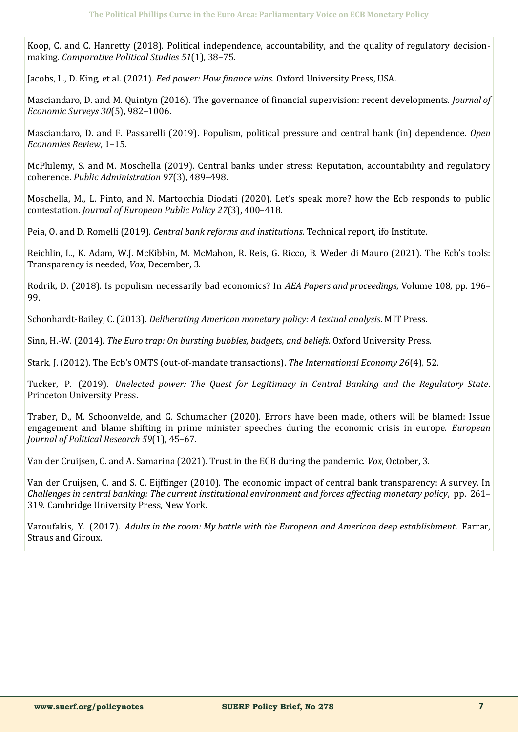Koop, C. and C. Hanretty (2018). Political independence, accountability, and the quality of regulatory decision-making. *Comparative Political Studies 51*(1), 38–75.

Jacobs, L., D. King, et al. (2021). *Fed power: How finance wins*. Oxford University Press, USA.

Masciandaro, D. and M. Quintyn (2016). The governance of financial supervision: recent developments. *Journal of Economic Surveys 30*(5), 982–1006.

Masciandaro, D. and F. Passarelli (2019). Populism, political pressure and central bank (in) dependence. *Open Economies Review*, 1–15.

McPhilemy, S. and M. Moschella (2019). Central banks under stress: Reputation, accountability and regulatory coherence. *Public Administration 97*(3), 489–498.

Moschella, M., L. Pinto, and N. Martocchia Diodati (2020). Let's speak more? how the Ecb responds to public contestation. *Journal of European Public Policy 27*(3), 400–418.

Peia, O. and D. Romelli (2019). *Central bank reforms and institutions*. Technical report, ifo Institute.

Reichlin, L., K. Adam, W.J. McKibbin, M. McMahon, R. Reis, G. Ricco, B. Weder di Mauro (2021). The Ecb's tools: Transparency is needed, *Vox*, December, 3.

Rodrik, D. (2018). Is populism necessarily bad economics? In *AEA Papers and proceedings*, Volume 108, pp. 196–99.

Schonhardt-Bailey, C. (2013). *Deliberating American monetary policy: A textual analysis*. MIT Press.

Sinn, H.-W. (2014). *The Euro trap: On bursting bubbles, budgets, and beliefs*. Oxford University Press.

Stark, J. (2012). The Ecb's OMTS (out-of-mandate transactions). *The International Economy 26*(4), 52.

Tucker, P. (2019). *Unelected power: The Quest for Legitimacy in Central Banking and the Regulatory State*. Princeton University Press.

Traber, D., M. Schoonvelde, and G. Schumacher (2020). Errors have been made, others will be blamed: Issue engagement and blame shifting in prime minister speeches during the economic crisis in europe. *European Journal of Political Research 59*(1), 45–67.

Van der Cruijsen, C. and A. Samarina (2021). Trust in the ECB during the pandemic. *Vox*, October, 3.

Van der Cruijsen, C. and S. C. Eijffinger (2010). The economic impact of central bank transparency: A survey. In *Challenges in central banking: The current institutional environment and forces affecting monetary policy*, pp. 261–319. Cambridge University Press, New York.

Varoufakis, Y. (2017). *Adults in the room: My battle with the European and American deep establishment*. Farrar, Straus and Giroux.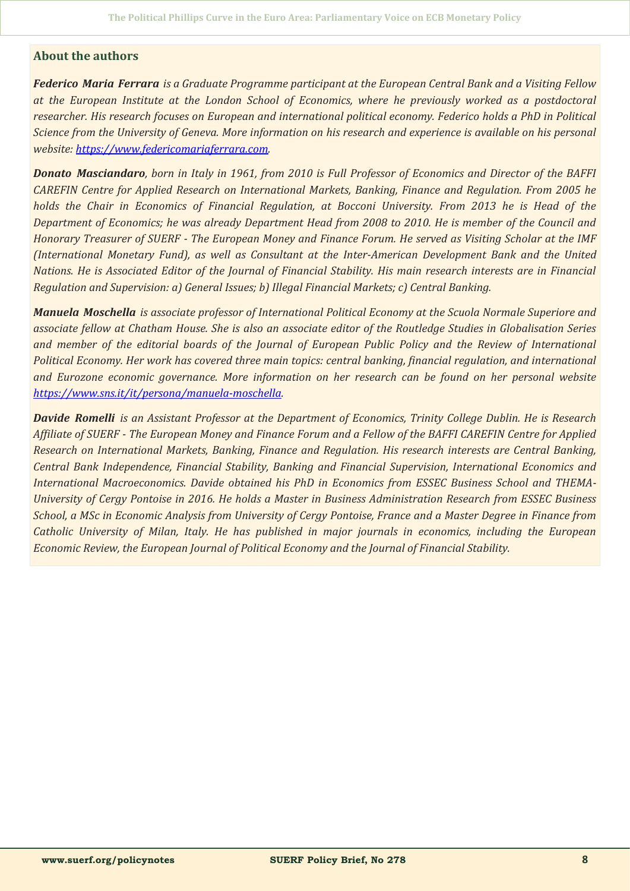## About the authors

***Federico Maria Ferrara*** *is a Graduate Programme participant at the European Central Bank and a Visiting Fellow at the European Institute at the London School of Economics, where he previously worked as a postdoctoral researcher. His research focuses on European and international political economy. Federico holds a PhD in Political Science from the University of Geneva. More information on his research and experience is available on his personal website: [https://www.federicomariaferrara.com](https://www.federicomariaferrara.com).*

***Donato Masciandaro****, born in Italy in 1961, from 2010 is Full Professor of Economics and Director of the BAFFI CAREFIN Centre for Applied Research on International Markets, Banking, Finance and Regulation. From 2005 he holds the Chair in Economics of Financial Regulation, at Bocconi University. From 2013 he is Head of the Department of Economics; he was already Department Head from 2008 to 2010. He is member of the Council and Honorary Treasurer of SUERF - The European Money and Finance Forum. He served as Visiting Scholar at the IMF (International Monetary Fund), as well as Consultant at the Inter-American Development Bank and the United Nations. He is Associated Editor of the Journal of Financial Stability. His main research interests are in Financial Regulation and Supervision: a) General Issues; b) Illegal Financial Markets; c) Central Banking.*

***Manuela Moschella*** *is associate professor of International Political Economy at the Scuola Normale Superiore and associate fellow at Chatham House. She is also an associate editor of the Routledge Studies in Globalisation Series and member of the editorial boards of the Journal of European Public Policy and the Review of International Political Economy. Her work has covered three main topics: central banking, financial regulation, and international and Eurozone economic governance. More information on her research can be found on her personal website [https://www.sns.it/it/persona/manuela-moschella](https://www.sns.it/it/persona/manuela-moschella).*

***Davide Romelli*** *is an Assistant Professor at the Department of Economics, Trinity College Dublin. He is Research Affiliate of SUERF - The European Money and Finance Forum and a Fellow of the BAFFI CAREFIN Centre for Applied Research on International Markets, Banking, Finance and Regulation. His research interests are Central Banking, Central Bank Independence, Financial Stability, Banking and Financial Supervision, International Economics and International Macroeconomics. Davide obtained his PhD in Economics from ESSEC Business School and THEMA-University of Cergy Pontoise in 2016. He holds a Master in Business Administration Research from ESSEC Business School, a MSc in Economic Analysis from University of Cergy Pontoise, France and a Master Degree in Finance from Catholic University of Milan, Italy. He has published in major journals in economics, including the European Economic Review, the European Journal of Political Economy and the Journal of Financial Stability.*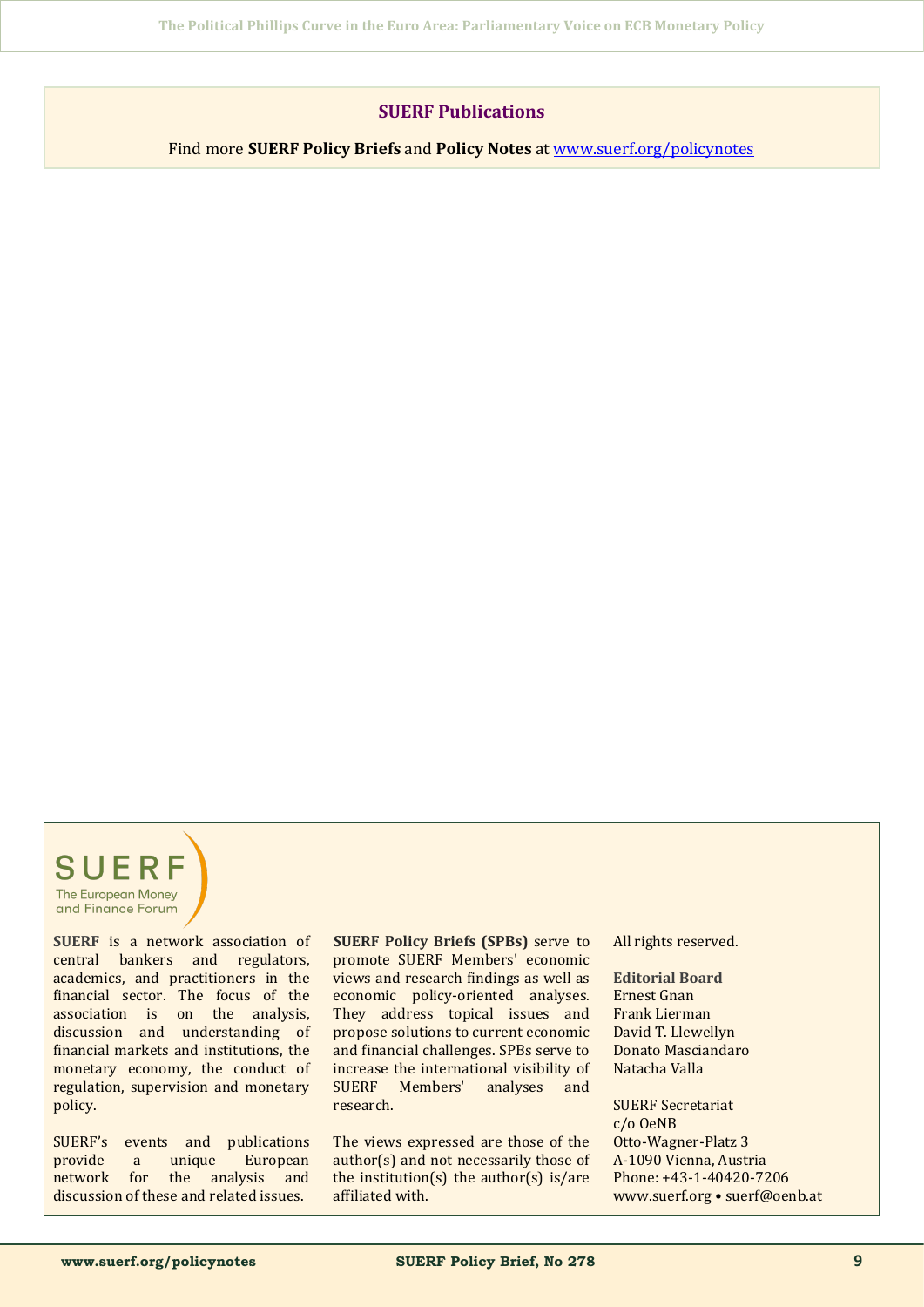## SUERF Publications

Find more **SUERF Policy Briefs** and **Policy Notes** at www.suerf.org/policynotes

SUERF
The European Money and Finance Forum

**SUERF** is a network association of central bankers and regulators, academics, and practitioners in the financial sector. The focus of the association is on the analysis, discussion and understanding of financial markets and institutions, the monetary economy, the conduct of regulation, supervision and monetary policy.

SUERF's events and publications provide a unique European network for the analysis and discussion of these and related issues.

**SUERF Policy Briefs (SPBs)** serve to promote SUERF Members' economic views and research findings as well as economic policy-oriented analyses. They address topical issues and propose solutions to current economic and financial challenges. SPBs serve to increase the international visibility of SUERF Members' analyses and research.

The views expressed are those of the author(s) and not necessarily those of the institution(s) the author(s) is/are affiliated with.

All rights reserved.

**Editorial Board**
Ernest Gnan
Frank Lierman
David T. Llewellyn
Donato Masciandaro
Natacha Valla

SUERF Secretariat
c/o OeNB
Otto-Wagner-Platz 3
A-1090 Vienna, Austria
Phone: +43-1-40420-7206
www.suerf.org • suerf@oenb.at